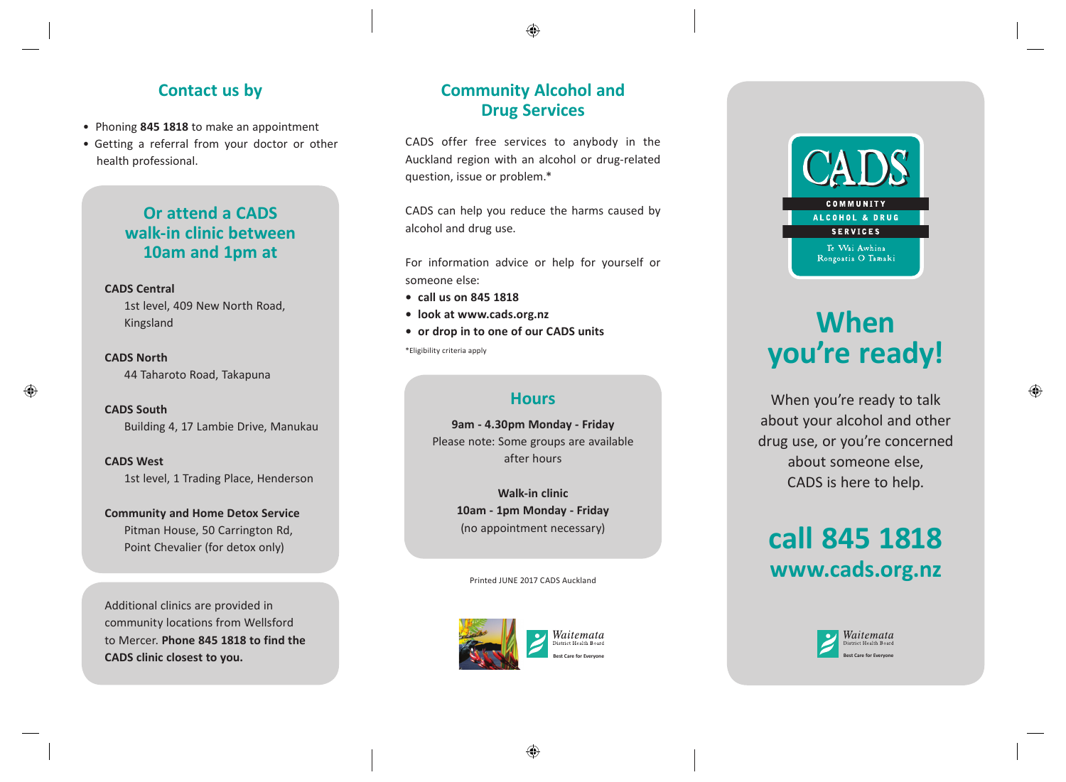## Contact us by

- Phoning **845 1818** to make an appointment
- Getting a referral from your doctor or other health professional.

### Or attend a CADS walk-in clinic between 10am and 1pm at

**CADS Central**
1st level, 409 New North Road, Kingsland

**CADS North**
44 Taharoto Road, Takapuna

**CADS South**
Building 4, 17 Lambie Drive, Manukau

**CADS West**
1st level, 1 Trading Place, Henderson

**Community and Home Detox Service**
Pitman House, 50 Carrington Rd, Point Chevalier (for detox only)

Additional clinics are provided in community locations from Wellsford to Mercer. **Phone 845 1818 to find the CADS clinic closest to you.**

## Community Alcohol and Drug Services

CADS offer free services to anybody in the Auckland region with an alcohol or drug-related question, issue or problem.*

CADS can help you reduce the harms caused by alcohol and drug use.

For information advice or help for yourself or someone else:

- **call us on 845 1818**
- **look at www.cads.org.nz**
- **or drop in to one of our CADS units**

*Eligibility criteria apply

### Hours

**9am - 4.30pm Monday - Friday**
Please note: Some groups are available after hours

**Walk-in clinic**
**10am - 1pm Monday - Friday**
(no appointment necessary)

Printed JUNE 2017 CADS Auckland

Waitemata District Health Board
Best Care for Everyone

CADS
COMMUNITY ALCOHOL & DRUG SERVICES
Te Wai Awhina Rongoatia O Tamaki

# When you're ready!

When you're ready to talk about your alcohol and other drug use, or you're concerned about someone else, CADS is here to help.

## call 845 1818
## www.cads.org.nz

Waitemata District Health Board
Best Care for Everyone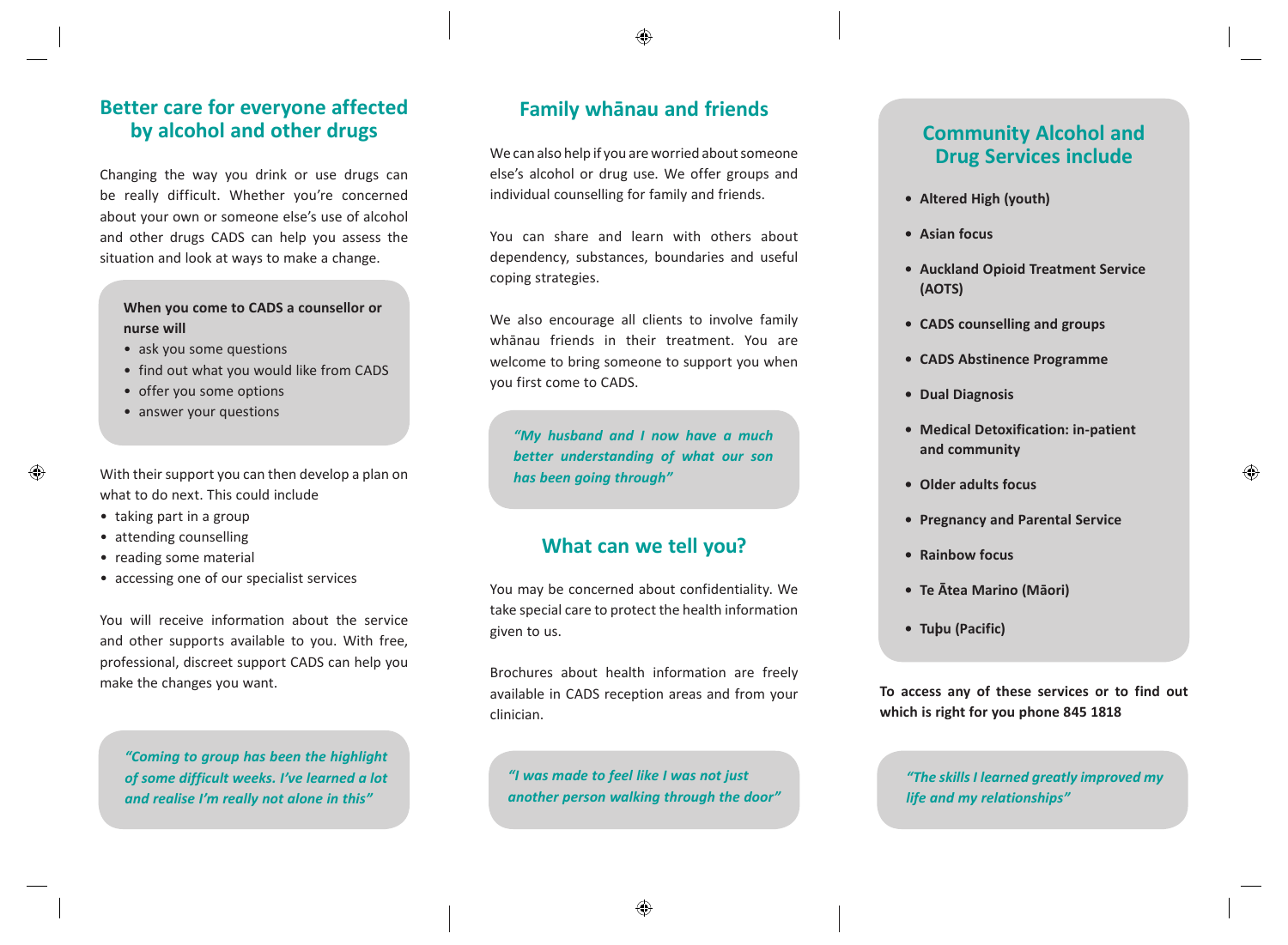## Better care for everyone affected by alcohol and other drugs

Changing the way you drink or use drugs can be really difficult. Whether you're concerned about your own or someone else's use of alcohol and other drugs CADS can help you assess the situation and look at ways to make a change.

**When you come to CADS a counsellor or nurse will**

- ask you some questions
- find out what you would like from CADS
- offer you some options
- answer your questions

With their support you can then develop a plan on what to do next. This could include

- taking part in a group
- attending counselling
- reading some material
- accessing one of our specialist services

You will receive information about the service and other supports available to you. With free, professional, discreet support CADS can help you make the changes you want.

*"Coming to group has been the highlight of some difficult weeks. I've learned a lot and realise I'm really not alone in this"*

## Family whānau and friends

We can also help if you are worried about someone else's alcohol or drug use. We offer groups and individual counselling for family and friends.

You can share and learn with others about dependency, substances, boundaries and useful coping strategies.

We also encourage all clients to involve family whānau friends in their treatment. You are welcome to bring someone to support you when you first come to CADS.

*"My husband and I now have a much better understanding of what our son has been going through"*

## What can we tell you?

You may be concerned about confidentiality. We take special care to protect the health information given to us.

Brochures about health information are freely available in CADS reception areas and from your clinician.

*"I was made to feel like I was not just another person walking through the door"*

## Community Alcohol and Drug Services include

- **Altered High (youth)**
- **Asian focus**
- **Auckland Opioid Treatment Service (AOTS)**
- **CADS counselling and groups**
- **CADS Abstinence Programme**
- **Dual Diagnosis**
- **Medical Detoxification: in-patient and community**
- **Older adults focus**
- **Pregnancy and Parental Service**
- **Rainbow focus**
- **Te Ātea Marino (Māori)**
- **Tuþu (Pacific)**

**To access any of these services or to find out which is right for you phone 845 1818**

*"The skills I learned greatly improved my life and my relationships"*